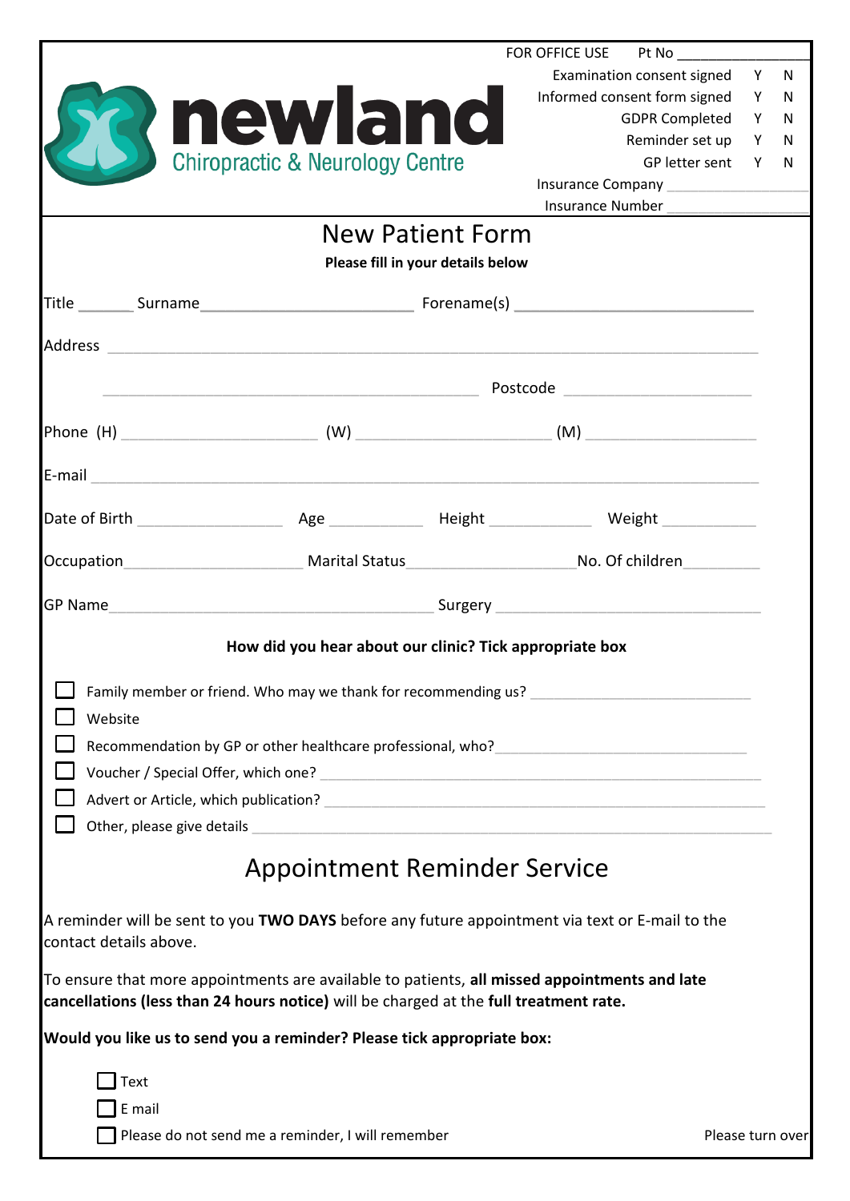**newland**
Chiropractic & Neurology Centre

FOR OFFICE USE    Pt No ____________

| | | |
|---|---|---|
| Examination consent signed | Y | N |
| Informed consent form signed | Y | N |
| GDPR Completed | Y | N |
| Reminder set up | Y | N |
| GP letter sent | Y | N |

Insurance Company ____________

Insurance Number ____________

# New Patient Form

**Please fill in your details below**

Title ______ Surname ______________________ Forename(s) ______________________

Address ______________________________________________________________

______________________________________ Postcode ____________________

Phone (H) ____________________ (W) ____________________ (M) ____________________

E-mail ______________________________________________________________

Date of Birth ______________ Age __________ Height __________ Weight __________

Occupation __________________ Marital Status __________________ No. Of children ________

GP Name __________________________________ Surgery ____________________________

**How did you hear about our clinic? Tick appropriate box**

- ☐ Family member or friend. Who may we thank for recommending us? ______________________
- ☐ Website
- ☐ Recommendation by GP or other healthcare professional, who? ______________________
- ☐ Voucher / Special Offer, which one? ______________________
- ☐ Advert or Article, which publication? ______________________
- ☐ Other, please give details ______________________

# Appointment Reminder Service

A reminder will be sent to you **TWO DAYS** before any future appointment via text or E-mail to the contact details above.

To ensure that more appointments are available to patients, **all missed appointments and late cancellations (less than 24 hours notice)** will be charged at the **full treatment rate.**

**Would you like us to send you a reminder? Please tick appropriate box:**

- ☐ Text
- ☐ E mail
- ☐ Please do not send me a reminder, I will remember

Please turn over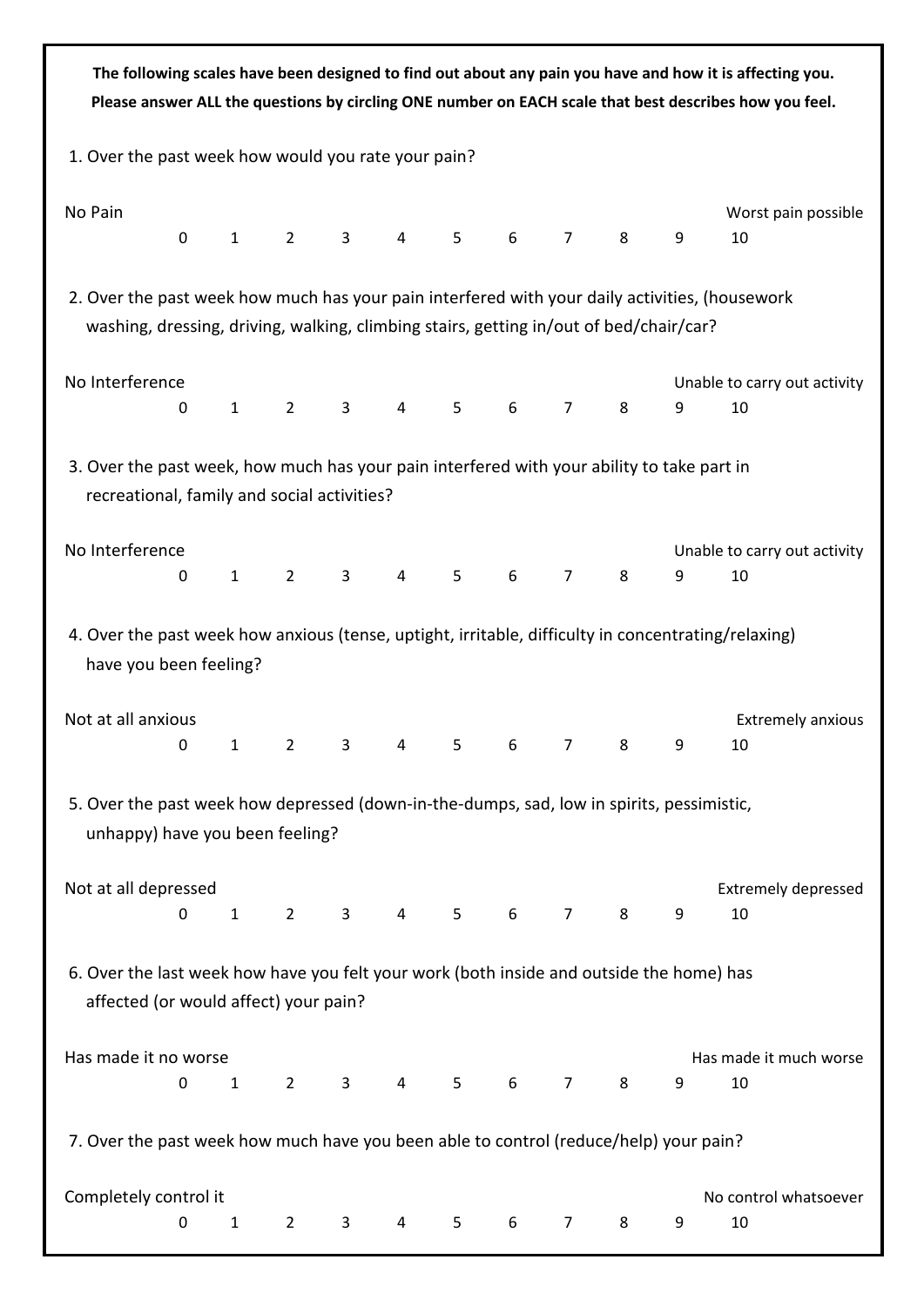**The following scales have been designed to find out about any pain you have and how it is affecting you. Please answer ALL the questions by circling ONE number on EACH scale that best describes how you feel.**

1. Over the past week how would you rate your pain?

| No Pain | | | | | | | | | | Worst pain possible |
|---|---|---|---|---|---|---|---|---|---|---|
| 0 | 1 | 2 | 3 | 4 | 5 | 6 | 7 | 8 | 9 | 10 |

2. Over the past week how much has your pain interfered with your daily activities, (housework washing, dressing, driving, walking, climbing stairs, getting in/out of bed/chair/car?

| No Interference | | | | | | | | | | Unable to carry out activity |
|---|---|---|---|---|---|---|---|---|---|---|
| 0 | 1 | 2 | 3 | 4 | 5 | 6 | 7 | 8 | 9 | 10 |

3. Over the past week, how much has your pain interfered with your ability to take part in recreational, family and social activities?

| No Interference | | | | | | | | | | Unable to carry out activity |
|---|---|---|---|---|---|---|---|---|---|---|
| 0 | 1 | 2 | 3 | 4 | 5 | 6 | 7 | 8 | 9 | 10 |

4. Over the past week how anxious (tense, uptight, irritable, difficulty in concentrating/relaxing) have you been feeling?

| Not at all anxious | | | | | | | | | | Extremely anxious |
|---|---|---|---|---|---|---|---|---|---|---|
| 0 | 1 | 2 | 3 | 4 | 5 | 6 | 7 | 8 | 9 | 10 |

5. Over the past week how depressed (down-in-the-dumps, sad, low in spirits, pessimistic, unhappy) have you been feeling?

| Not at all depressed | | | | | | | | | | Extremely depressed |
|---|---|---|---|---|---|---|---|---|---|---|
| 0 | 1 | 2 | 3 | 4 | 5 | 6 | 7 | 8 | 9 | 10 |

6. Over the last week how have you felt your work (both inside and outside the home) has affected (or would affect) your pain?

| Has made it no worse | | | | | | | | | | Has made it much worse |
|---|---|---|---|---|---|---|---|---|---|---|
| 0 | 1 | 2 | 3 | 4 | 5 | 6 | 7 | 8 | 9 | 10 |

7. Over the past week how much have you been able to control (reduce/help) your pain?

| Completely control it | | | | | | | | | | No control whatsoever |
|---|---|---|---|---|---|---|---|---|---|---|
| 0 | 1 | 2 | 3 | 4 | 5 | 6 | 7 | 8 | 9 | 10 |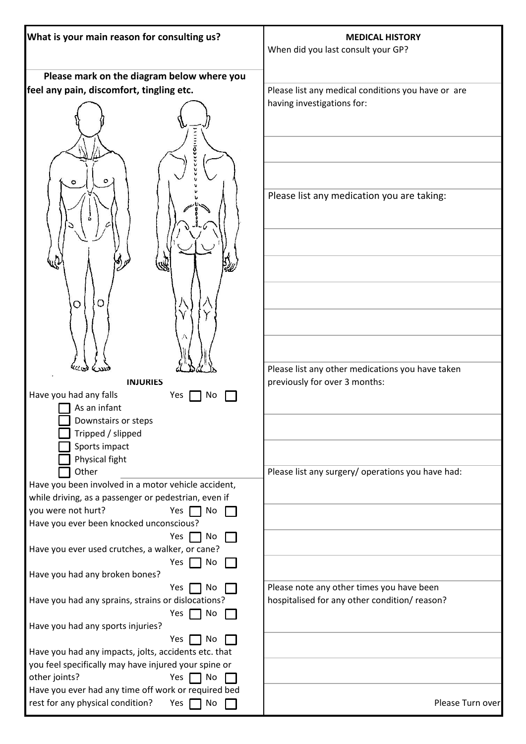**What is your main reason for consulting us?**

**Please mark on the diagram below where you feel any pain, discomfort, tingling etc.**

**INJURIES**

Have you had any falls Yes ☐ No ☐

- ☐ As an infant
- ☐ Downstairs or steps
- ☐ Tripped / slipped
- ☐ Sports impact
- ☐ Physical fight
- ☐ Other

Have you been involved in a motor vehicle accident, while driving, as a passenger or pedestrian, even if you were not hurt? Yes ☐ No ☐

Have you ever been knocked unconscious? Yes ☐ No ☐

Have you ever used crutches, a walker, or cane? Yes ☐ No ☐

Have you had any broken bones? Yes ☐ No ☐

Have you had any sprains, strains or dislocations? Yes ☐ No ☐

Have you had any sports injuries? Yes ☐ No ☐

Have you had any impacts, jolts, accidents etc. that you feel specifically may have injured your spine or other joints? Yes ☐ No ☐

Have you ever had any time off work or required bed rest for any physical condition? Yes ☐ No ☐

**MEDICAL HISTORY**

When did you last consult your GP?

Please list any medical conditions you have or are having investigations for:

Please list any medication you are taking:

Please list any other medications you have taken previously for over 3 months:

Please list any surgery/ operations you have had:

Please note any other times you have been hospitalised for any other condition/ reason?

Please Turn over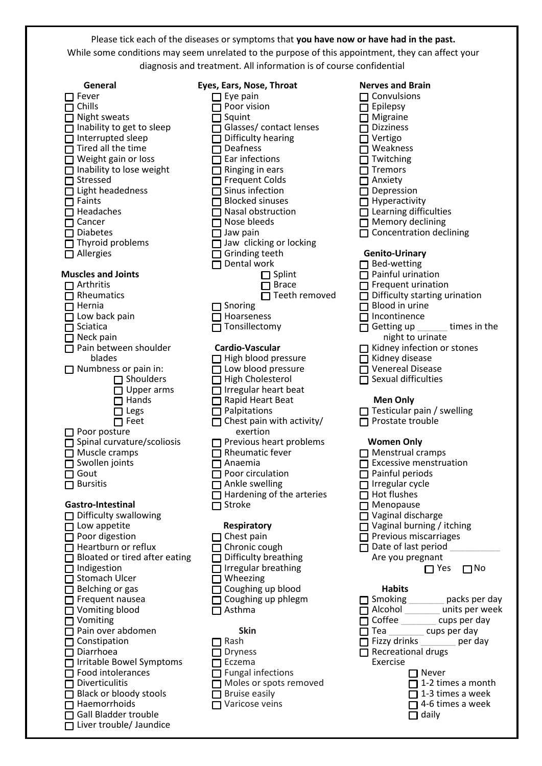Please tick each of the diseases or symptoms that **you have now or have had in the past.**
While some conditions may seem unrelated to the purpose of this appointment, they can affect your diagnosis and treatment. All information is of course confidential

### General

- ☐ Fever
- ☐ Chills
- ☐ Night sweats
- ☐ Inability to get to sleep
- ☐ Interrupted sleep
- ☐ Tired all the time
- ☐ Weight gain or loss
- ☐ Inability to lose weight
- ☐ Stressed
- ☐ Light headedness
- ☐ Faints
- ☐ Headaches
- ☐ Cancer
- ☐ Diabetes
- ☐ Thyroid problems
- ☐ Allergies

### Muscles and Joints

- ☐ Arthritis
- ☐ Rheumatics
- ☐ Hernia
- ☐ Low back pain
- ☐ Sciatica
- ☐ Neck pain
- ☐ Pain between shoulder blades
- ☐ Numbness or pain in:
  - ☐ Shoulders
  - ☐ Upper arms
  - ☐ Hands
  - ☐ Legs
  - ☐ Feet
- ☐ Poor posture
- ☐ Spinal curvature/scoliosis
- ☐ Muscle cramps
- ☐ Swollen joints
- ☐ Gout
- ☐ Bursitis

### Gastro-Intestinal

- ☐ Difficulty swallowing
- ☐ Low appetite
- ☐ Poor digestion
- ☐ Heartburn or reflux
- ☐ Bloated or tired after eating
- ☐ Indigestion
- ☐ Stomach Ulcer
- ☐ Belching or gas
- ☐ Frequent nausea
- ☐ Vomiting blood
- ☐ Vomiting
- ☐ Pain over abdomen
- ☐ Constipation
- ☐ Diarrhoea
- ☐ Irritable Bowel Symptoms
- ☐ Food intolerances
- ☐ Diverticulitis
- ☐ Black or bloody stools
- ☐ Haemorrhoids
- ☐ Gall Bladder trouble
- ☐ Liver trouble/ Jaundice

### Eyes, Ears, Nose, Throat

- ☐ Eye pain
- ☐ Poor vision
- ☐ Squint
- ☐ Glasses/ contact lenses
- ☐ Difficulty hearing
- ☐ Deafness
- ☐ Ear infections
- ☐ Ringing in ears
- ☐ Frequent Colds
- ☐ Sinus infection
- ☐ Blocked sinuses
- ☐ Nasal obstruction
- ☐ Nose bleeds
- ☐ Jaw pain
- ☐ Jaw clicking or locking
- ☐ Grinding teeth
- ☐ Dental work
  - ☐ Splint
  - ☐ Brace
  - ☐ Teeth removed
- ☐ Snoring
- ☐ Hoarseness
- ☐ Tonsillectomy

### Cardio-Vascular

- ☐ High blood pressure
- ☐ Low blood pressure
- ☐ High Cholesterol
- ☐ Irregular heart beat
- ☐ Rapid Heart Beat
- ☐ Palpitations
- ☐ Chest pain with activity/ exertion
- ☐ Previous heart problems
- ☐ Rheumatic fever
- ☐ Anaemia
- ☐ Poor circulation
- ☐ Ankle swelling
- ☐ Hardening of the arteries
- ☐ Stroke

### Respiratory

- ☐ Chest pain
- ☐ Chronic cough
- ☐ Difficulty breathing
- ☐ Irregular breathing
- ☐ Wheezing
- ☐ Coughing up blood
- ☐ Coughing up phlegm
- ☐ Asthma

### Skin

- ☐ Rash
- ☐ Dryness
- ☐ Eczema
- ☐ Fungal infections
- ☐ Moles or spots removed
- ☐ Bruise easily
- ☐ Varicose veins

### Nerves and Brain

- ☐ Convulsions
- ☐ Epilepsy
- ☐ Migraine
- ☐ Dizziness
- ☐ Vertigo
- ☐ Weakness
- ☐ Twitching
- ☐ Tremors
- ☐ Anxiety
- ☐ Depression
- ☐ Hyperactivity
- ☐ Learning difficulties
- ☐ Memory declining
- ☐ Concentration declining

### Genito-Urinary

- ☐ Bed-wetting
- ☐ Painful urination
- ☐ Frequent urination
- ☐ Difficulty starting urination
- ☐ Blood in urine
- ☐ Incontinence
- ☐ Getting up ______ times in the night to urinate
- ☐ Kidney infection or stones
- ☐ Kidney disease
- ☐ Venereal Disease
- ☐ Sexual difficulties

### Men Only

- ☐ Testicular pain / swelling
- ☐ Prostate trouble

### Women Only

- ☐ Menstrual cramps
- ☐ Excessive menstruation
- ☐ Painful periods
- ☐ Irregular cycle
- ☐ Hot flushes
- ☐ Menopause
- ☐ Vaginal discharge
- ☐ Vaginal burning / itching
- ☐ Previous miscarriages
- ☐ Date of last period __________

Are you pregnant ☐ Yes ☐ No

### Habits

- ☐ Smoking _______ packs per day
- ☐ Alcohol _______ units per week
- ☐ Coffee _______ cups per day
- ☐ Tea _______ cups per day
- ☐ Fizzy drinks _______ per day
- ☐ Recreational drugs

Exercise

- ☐ Never
- ☐ 1-2 times a month
- ☐ 1-3 times a week
- ☐ 4-6 times a week
- ☐ daily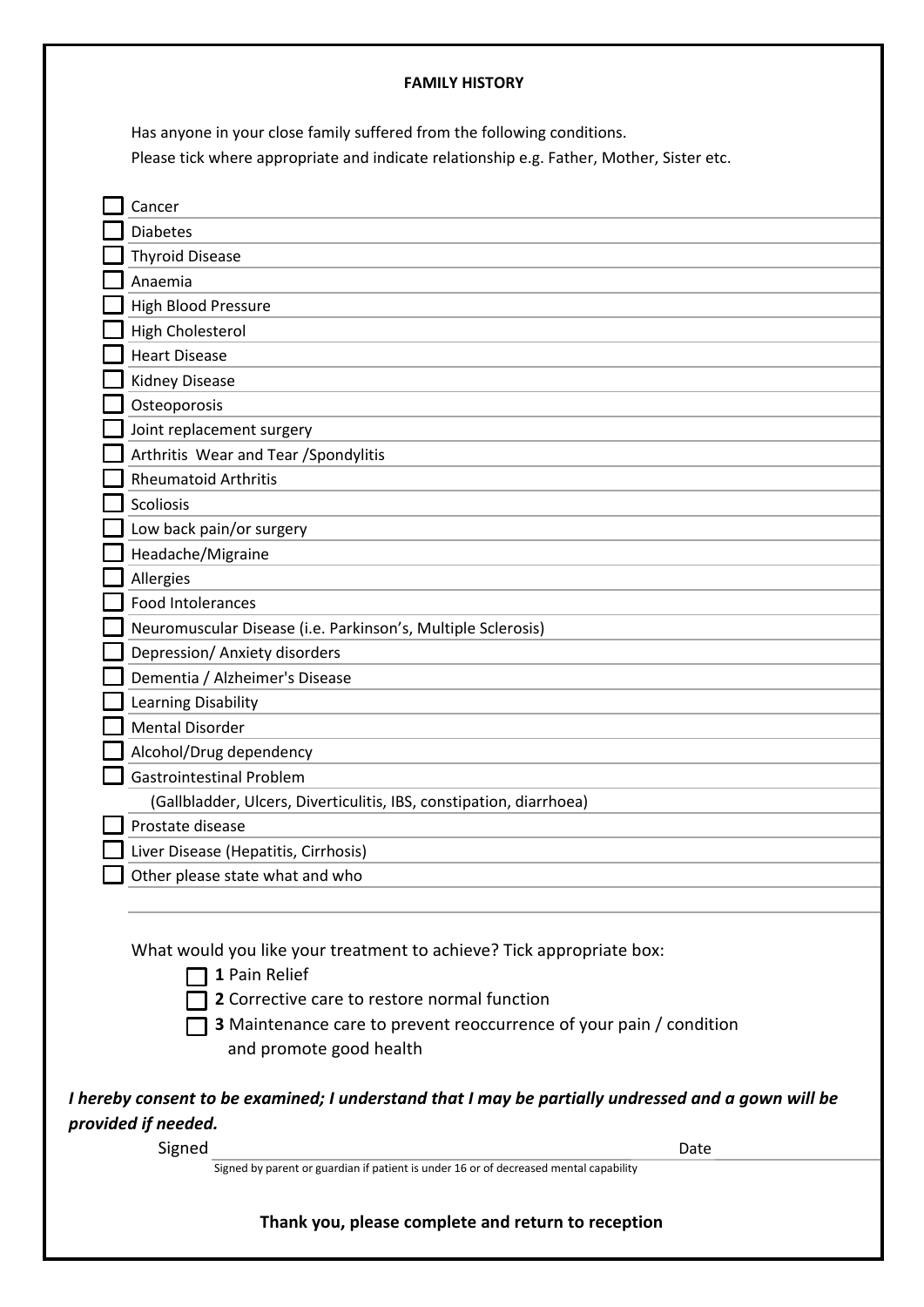## FAMILY HISTORY

Has anyone in your close family suffered from the following conditions.

Please tick where appropriate and indicate relationship e.g. Father, Mother, Sister etc.

- ☐ Cancer
- ☐ Diabetes
- ☐ Thyroid Disease
- ☐ Anaemia
- ☐ High Blood Pressure
- ☐ High Cholesterol
- ☐ Heart Disease
- ☐ Kidney Disease
- ☐ Osteoporosis
- ☐ Joint replacement surgery
- ☐ Arthritis Wear and Tear /Spondylitis
- ☐ Rheumatoid Arthritis
- ☐ Scoliosis
- ☐ Low back pain/or surgery
- ☐ Headache/Migraine
- ☐ Allergies
- ☐ Food Intolerances
- ☐ Neuromuscular Disease (i.e. Parkinson's, Multiple Sclerosis)
- ☐ Depression/ Anxiety disorders
- ☐ Dementia / Alzheimer's Disease
- ☐ Learning Disability
- ☐ Mental Disorder
- ☐ Alcohol/Drug dependency
- ☐ Gastrointestinal Problem
  (Gallbladder, Ulcers, Diverticulitis, IBS, constipation, diarrhoea)
- ☐ Prostate disease
- ☐ Liver Disease (Hepatitis, Cirrhosis)
- ☐ Other please state what and who

What would you like your treatment to achieve? Tick appropriate box:

- ☐ **1** Pain Relief
- ☐ **2** Corrective care to restore normal function
- ☐ **3** Maintenance care to prevent reoccurrence of your pain / condition and promote good health

***I hereby consent to be examined; I understand that I may be partially undressed and a gown will be provided if needed.***

Signed ____________________ Date ____________

Signed by parent or guardian if patient is under 16 or of decreased mental capability

**Thank you, please complete and return to reception**